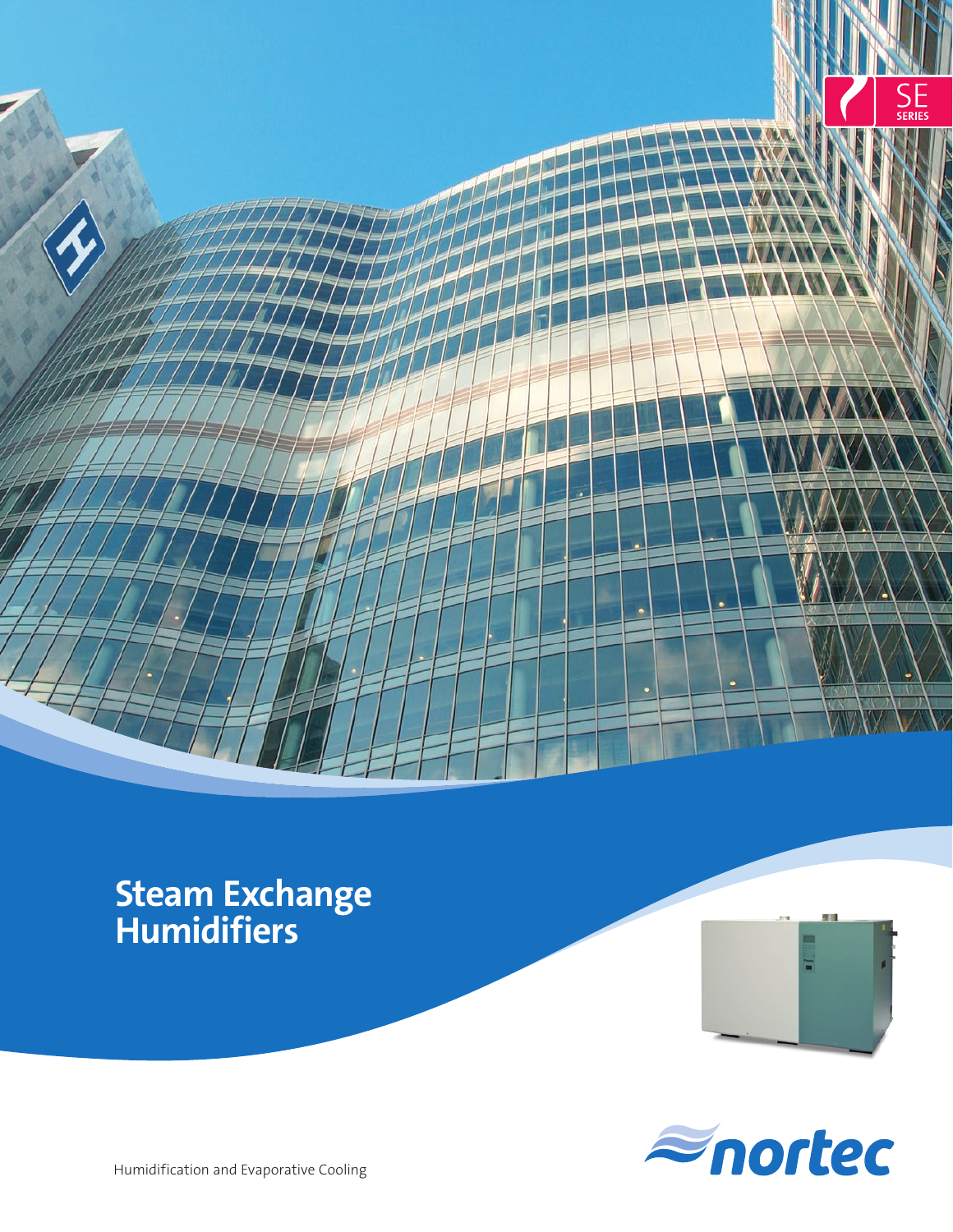SE SERIES

# Steam Exchange Humidifiers

nortec

Humidification and Evaporative Cooling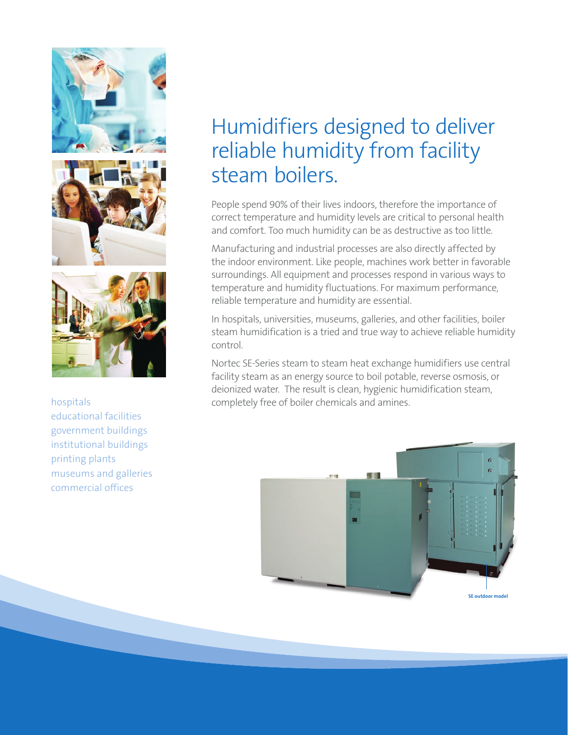# Humidifiers designed to deliver reliable humidity from facility steam boilers.

People spend 90% of their lives indoors, therefore the importance of correct temperature and humidity levels are critical to personal health and comfort. Too much humidity can be as destructive as too little.

Manufacturing and industrial processes are also directly affected by the indoor environment. Like people, machines work better in favorable surroundings. All equipment and processes respond in various ways to temperature and humidity fluctuations. For maximum performance, reliable temperature and humidity are essential.

In hospitals, universities, museums, galleries, and other facilities, boiler steam humidification is a tried and true way to achieve reliable humidity control.

Nortec SE-Series steam to steam heat exchange humidifiers use central facility steam as an energy source to boil potable, reverse osmosis, or deionized water. The result is clean, hygienic humidification steam, completely free of boiler chemicals and amines.

hospitals
educational facilities
government buildings
institutional buildings
printing plants
museums and galleries
commercial offices

SE outdoor model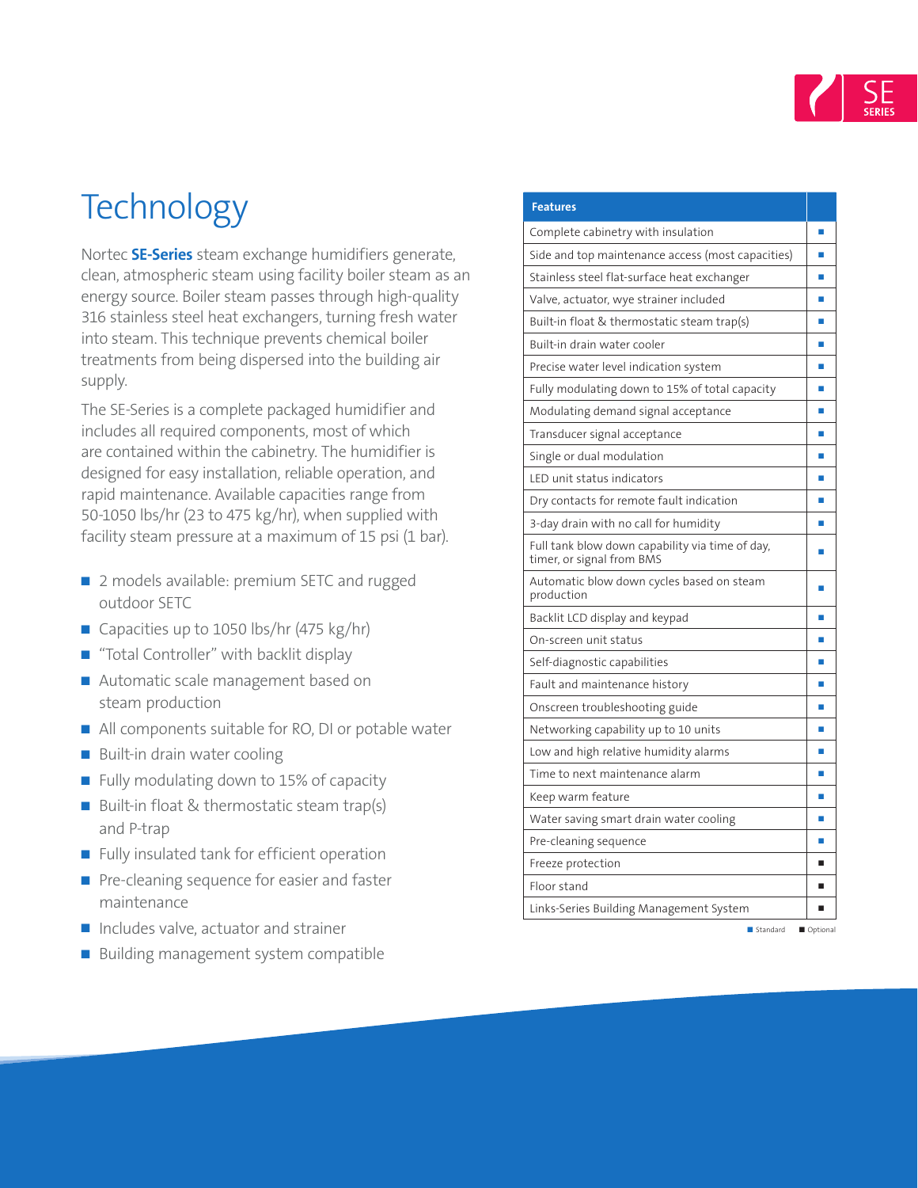# Technology

Nortec **SE-Series** steam exchange humidifiers generate, clean, atmospheric steam using facility boiler steam as an energy source. Boiler steam passes through high-quality 316 stainless steel heat exchangers, turning fresh water into steam. This technique prevents chemical boiler treatments from being dispersed into the building air supply.

The SE-Series is a complete packaged humidifier and includes all required components, most of which are contained within the cabinetry. The humidifier is designed for easy installation, reliable operation, and rapid maintenance. Available capacities range from 50-1050 lbs/hr (23 to 475 kg/hr), when supplied with facility steam pressure at a maximum of 15 psi (1 bar).

- 2 models available: premium SETC and rugged outdoor SETC
- Capacities up to 1050 lbs/hr (475 kg/hr)
- "Total Controller" with backlit display
- Automatic scale management based on steam production
- All components suitable for RO, DI or potable water
- Built-in drain water cooling
- Fully modulating down to 15% of capacity
- Built-in float & thermostatic steam trap(s) and P-trap
- Fully insulated tank for efficient operation
- Pre-cleaning sequence for easier and faster maintenance
- Includes valve, actuator and strainer
- Building management system compatible

| Features | |
|---|---|
| Complete cabinetry with insulation | ■ |
| Side and top maintenance access (most capacities) | ■ |
| Stainless steel flat-surface heat exchanger | ■ |
| Valve, actuator, wye strainer included | ■ |
| Built-in float & thermostatic steam trap(s) | ■ |
| Built-in drain water cooler | ■ |
| Precise water level indication system | ■ |
| Fully modulating down to 15% of total capacity | ■ |
| Modulating demand signal acceptance | ■ |
| Transducer signal acceptance | ■ |
| Single or dual modulation | ■ |
| LED unit status indicators | ■ |
| Dry contacts for remote fault indication | ■ |
| 3-day drain with no call for humidity | ■ |
| Full tank blow down capability via time of day, timer, or signal from BMS | ■ |
| Automatic blow down cycles based on steam production | ■ |
| Backlit LCD display and keypad | ■ |
| On-screen unit status | ■ |
| Self-diagnostic capabilities | ■ |
| Fault and maintenance history | ■ |
| Onscreen troubleshooting guide | ■ |
| Networking capability up to 10 units | ■ |
| Low and high relative humidity alarms | ■ |
| Time to next maintenance alarm | ■ |
| Keep warm feature | ■ |
| Water saving smart drain water cooling | ■ |
| Pre-cleaning sequence | ■ |
| Freeze protection | ■ (Optional) |
| Floor stand | ■ (Optional) |
| Links-Series Building Management System | ■ (Optional) |

■ Standard ■ Optional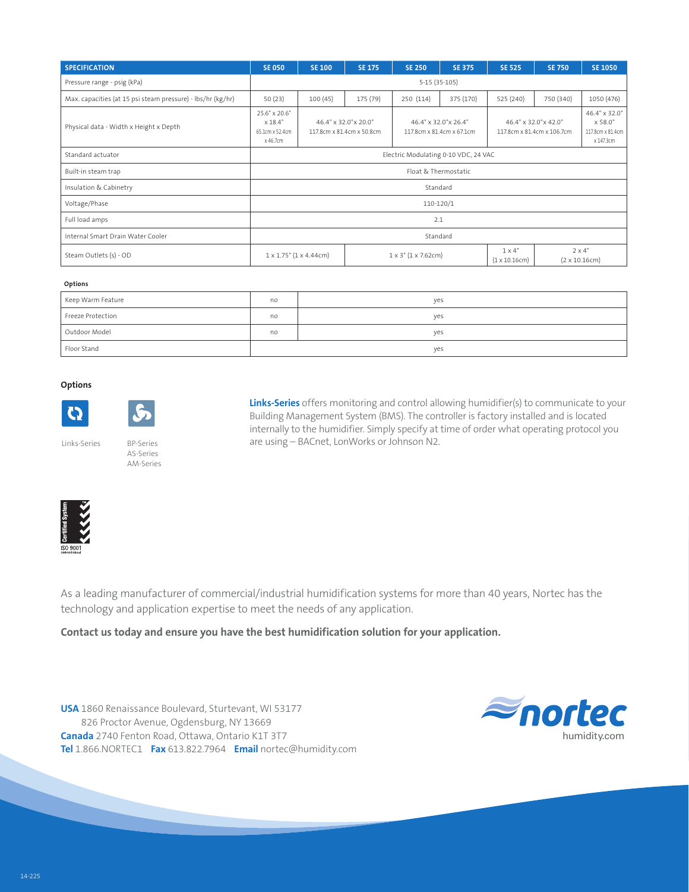| SPECIFICATION | SE 050 | SE 100 | SE 175 | SE 250 | SE 375 | SE 525 | SE 750 | SE 1050 |
|---|---|---|---|---|---|---|---|---|
| Pressure range - psig (kPa) | 5-15 (35-105) | | | | | | | |
| Max. capacities (at 15 psi steam pressure) - lbs/hr (kg/hr) | 50 (23) | 100 (45) | 175 (79) | 250 (114) | 375 (170) | 525 (240) | 750 (340) | 1050 (476) |
| Physical data - Width x Height x Depth | 25.6" x 20.6" x 18.4" 65.1cm x 52.4cm x 46.7cm | 46.4" x 32.0"x 20.0" 117.8cm x 81.4cm x 50.8cm | | 46.4" x 32.0"x 26.4" 117.8cm x 81.4cm x 67.1cm | | 46.4" x 32.0"x 42.0" 117.8cm x 81.4cm x 106.7cm | | 46.4" x 32.0" x 58.0" 117.8cm x 81.4cm x 147.3cm |
| Standard actuator | Electric Modulating 0-10 VDC, 24 VAC | | | | | | | |
| Built-in steam trap | Float & Thermostatic | | | | | | | |
| Insulation & Cabinetry | Standard | | | | | | | |
| Voltage/Phase | 110-120/1 | | | | | | | |
| Full load amps | 2.1 | | | | | | | |
| Internal Smart Drain Water Cooler | Standard | | | | | | | |
| Steam Outlets (s) - OD | 1 x 1.75" (1 x 4.44cm) | | 1 x 3" (1 x 7.62cm) | | | 1 x 4" (1 x 10.16cm) | 2 x 4" (2 x 10.16cm) | |

**Options**

| | | |
|---|---|---|
| Keep Warm Feature | no | yes |
| Freeze Protection | no | yes |
| Outdoor Model | no | yes |
| Floor Stand | yes | |

**Options**

Links-Series

BP-Series
AS-Series
AM-Series

**Links-Series** offers monitoring and control allowing humidifier(s) to communicate to your Building Management System (BMS). The controller is factory installed and is located internally to the humidifier. Simply specify at time of order what operating protocol you are using – BACnet, LonWorks or Johnson N2.

Certified System ISO 9001

As a leading manufacturer of commercial/industrial humidification systems for more than 40 years, Nortec has the technology and application expertise to meet the needs of any application.

**Contact us today and ensure you have the best humidification solution for your application.**

**USA** 1860 Renaissance Boulevard, Sturtevant, WI 53177
826 Proctor Avenue, Ogdensburg, NY 13669
**Canada** 2740 Fenton Road, Ottawa, Ontario K1T 3T7
**Tel** 1.866.NORTEC1 **Fax** 613.822.7964 **Email** nortec@humidity.com

nortec
humidity.com

14-225